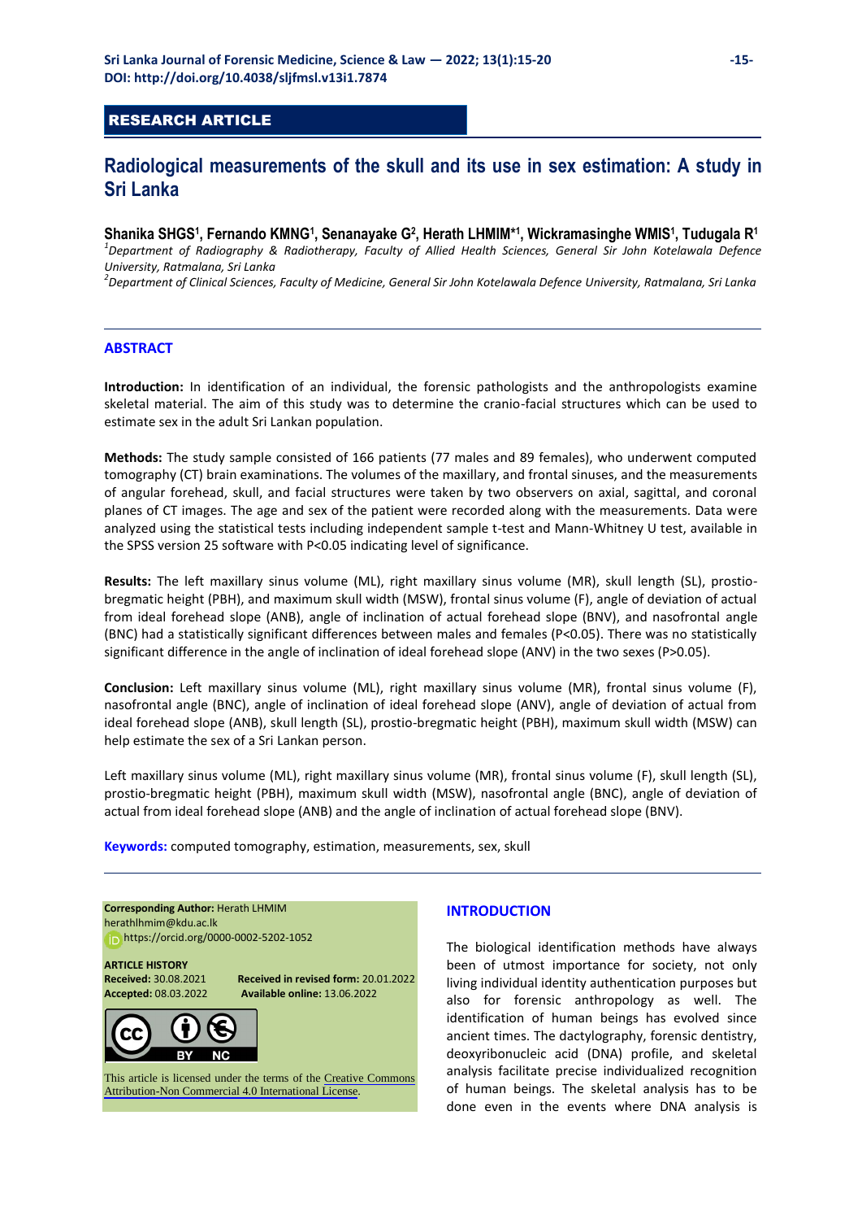RESEARCH ARTICLE

# Radiological measurements of the skull and its use in sex estimation: A study in Sri Lanka

**Shanika SHGS[1], Fernando KMNG[1], Senanayake G[2], Herath LHMIM*[1], Wickramasinghe WMIS[1], Tudugala R[1]**

[1]*Department of Radiography & Radiotherapy, Faculty of Allied Health Sciences, General Sir John Kotelawala Defence University, Ratmalana, Sri Lanka*

[2]*Department of Clinical Sciences, Faculty of Medicine, General Sir John Kotelawala Defence University, Ratmalana, Sri Lanka*

## ABSTRACT

**Introduction:** In identification of an individual, the forensic pathologists and the anthropologists examine skeletal material. The aim of this study was to determine the cranio-facial structures which can be used to estimate sex in the adult Sri Lankan population.

**Methods:** The study sample consisted of 166 patients (77 males and 89 females), who underwent computed tomography (CT) brain examinations. The volumes of the maxillary, and frontal sinuses, and the measurements of angular forehead, skull, and facial structures were taken by two observers on axial, sagittal, and coronal planes of CT images. The age and sex of the patient were recorded along with the measurements. Data were analyzed using the statistical tests including independent sample t-test and Mann-Whitney U test, available in the SPSS version 25 software with P<0.05 indicating level of significance.

**Results:** The left maxillary sinus volume (ML), right maxillary sinus volume (MR), skull length (SL), prostio-bregmatic height (PBH), and maximum skull width (MSW), frontal sinus volume (F), angle of deviation of actual from ideal forehead slope (ANB), angle of inclination of actual forehead slope (BNV), and nasofrontal angle (BNC) had a statistically significant differences between males and females (P<0.05). There was no statistically significant difference in the angle of inclination of ideal forehead slope (ANV) in the two sexes (P>0.05).

**Conclusion:** Left maxillary sinus volume (ML), right maxillary sinus volume (MR), frontal sinus volume (F), nasofrontal angle (BNC), angle of inclination of ideal forehead slope (ANV), angle of deviation of actual from ideal forehead slope (ANB), skull length (SL), prostio-bregmatic height (PBH), maximum skull width (MSW) can help estimate the sex of a Sri Lankan person.

Left maxillary sinus volume (ML), right maxillary sinus volume (MR), frontal sinus volume (F), skull length (SL), prostio-bregmatic height (PBH), maximum skull width (MSW), nasofrontal angle (BNC), angle of deviation of actual from ideal forehead slope (ANB) and the angle of inclination of actual forehead slope (BNV).

**Keywords:** computed tomography, estimation, measurements, sex, skull

**Corresponding Author:** Herath LHMIM
herathlhmim@kdu.ac.lk
https://orcid.org/0000-0002-5202-1052

**ARTICLE HISTORY**
**Received:** 30.08.2021 **Received in revised form:** 20.01.2022
**Accepted:** 08.03.2022 **Available online:** 13.06.2022

This article is licensed under the terms of the Creative Commons Attribution-Non Commercial 4.0 International License.

## INTRODUCTION

The biological identification methods have always been of utmost importance for society, not only living individual identity authentication purposes but also for forensic anthropology as well. The identification of human beings has evolved since ancient times. The dactylography, forensic dentistry, deoxyribonucleic acid (DNA) profile, and skeletal analysis facilitate precise individualized recognition of human beings. The skeletal analysis has to be done even in the events where DNA analysis is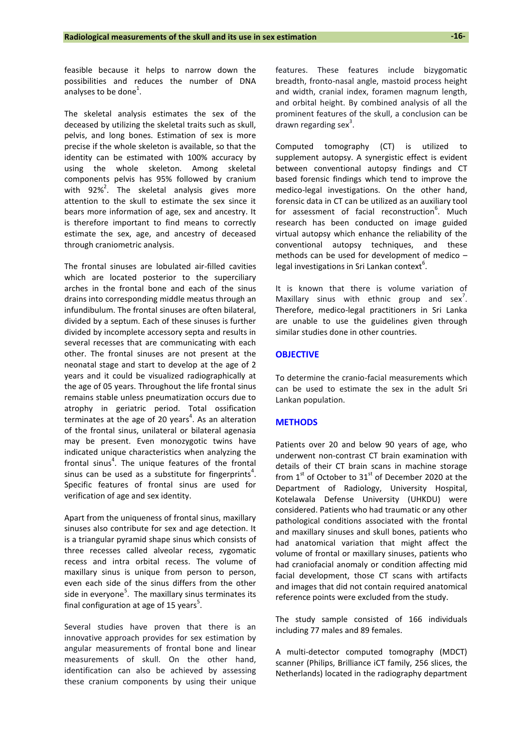feasible because it helps to narrow down the possibilities and reduces the number of DNA analyses to be done[1].

The skeletal analysis estimates the sex of the deceased by utilizing the skeletal traits such as skull, pelvis, and long bones. Estimation of sex is more precise if the whole skeleton is available, so that the identity can be estimated with 100% accuracy by using the whole skeleton. Among skeletal components pelvis has 95% followed by cranium with 92%[2]. The skeletal analysis gives more attention to the skull to estimate the sex since it bears more information of age, sex and ancestry. It is therefore important to find means to correctly estimate the sex, age, and ancestry of deceased through craniometric analysis.

The frontal sinuses are lobulated air-filled cavities which are located posterior to the superciliary arches in the frontal bone and each of the sinus drains into corresponding middle meatus through an infundibulum. The frontal sinuses are often bilateral, divided by a septum. Each of these sinuses is further divided by incomplete accessory septa and results in several recesses that are communicating with each other. The frontal sinuses are not present at the neonatal stage and start to develop at the age of 2 years and it could be visualized radiographically at the age of 05 years. Throughout the life frontal sinus remains stable unless pneumatization occurs due to atrophy in geriatric period. Total ossification terminates at the age of 20 years[4]. As an alteration of the frontal sinus, unilateral or bilateral agenasia may be present. Even monozygotic twins have indicated unique characteristics when analyzing the frontal sinus[4]. The unique features of the frontal sinus can be used as a substitute for fingerprints[4]. Specific features of frontal sinus are used for verification of age and sex identity.

Apart from the uniqueness of frontal sinus, maxillary sinuses also contribute for sex and age detection. It is a triangular pyramid shape sinus which consists of three recesses called alveolar recess, zygomatic recess and intra orbital recess. The volume of maxillary sinus is unique from person to person, even each side of the sinus differs from the other side in everyone[5]. The maxillary sinus terminates its final configuration at age of 15 years[5].

Several studies have proven that there is an innovative approach provides for sex estimation by angular measurements of frontal bone and linear measurements of skull. On the other hand, identification can also be achieved by assessing these cranium components by using their unique features. These features include bizygomatic breadth, fronto-nasal angle, mastoid process height and width, cranial index, foramen magnum length, and orbital height. By combined analysis of all the prominent features of the skull, a conclusion can be drawn regarding sex[3].

Computed tomography (CT) is utilized to supplement autopsy. A synergistic effect is evident between conventional autopsy findings and CT based forensic findings which tend to improve the medico-legal investigations. On the other hand, forensic data in CT can be utilized as an auxiliary tool for assessment of facial reconstruction[6]. Much research has been conducted on image guided virtual autopsy which enhance the reliability of the conventional autopsy techniques, and these methods can be used for development of medico – legal investigations in Sri Lankan context[6].

It is known that there is volume variation of Maxillary sinus with ethnic group and sex[7]. Therefore, medico-legal practitioners in Sri Lanka are unable to use the guidelines given through similar studies done in other countries.

## OBJECTIVE

To determine the cranio-facial measurements which can be used to estimate the sex in the adult Sri Lankan population.

## METHODS

Patients over 20 and below 90 years of age, who underwent non-contrast CT brain examination with details of their CT brain scans in machine storage from 1st of October to 31st of December 2020 at the Department of Radiology, University Hospital, Kotelawala Defense University (UHKDU) were considered. Patients who had traumatic or any other pathological conditions associated with the frontal and maxillary sinuses and skull bones, patients who had anatomical variation that might affect the volume of frontal or maxillary sinuses, patients who had craniofacial anomaly or condition affecting mid facial development, those CT scans with artifacts and images that did not contain required anatomical reference points were excluded from the study.

The study sample consisted of 166 individuals including 77 males and 89 females.

A multi-detector computed tomography (MDCT) scanner (Philips, Brilliance iCT family, 256 slices, the Netherlands) located in the radiography department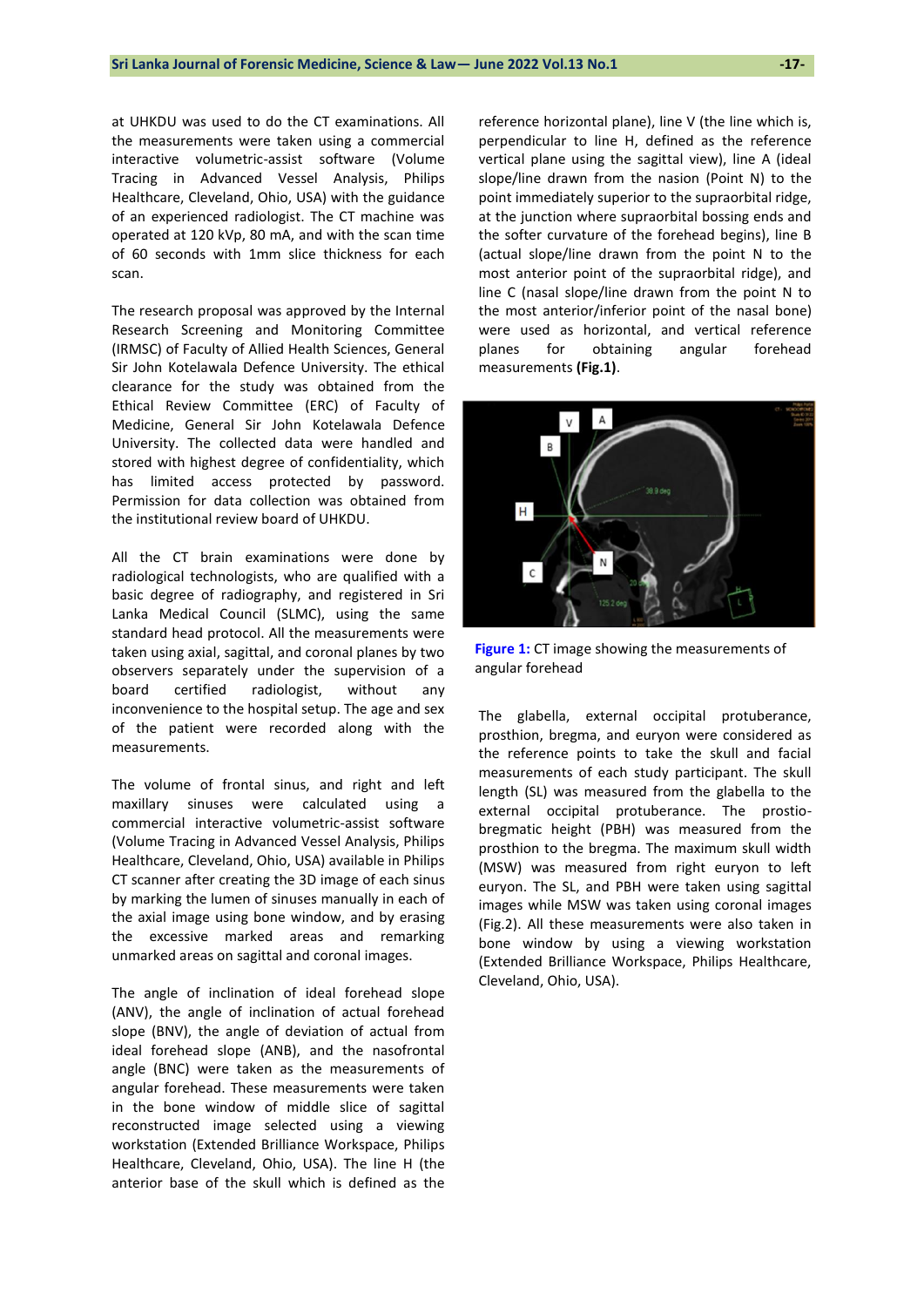at UHKDU was used to do the CT examinations. All the measurements were taken using a commercial interactive volumetric-assist software (Volume Tracing in Advanced Vessel Analysis, Philips Healthcare, Cleveland, Ohio, USA) with the guidance of an experienced radiologist. The CT machine was operated at 120 kVp, 80 mA, and with the scan time of 60 seconds with 1mm slice thickness for each scan.

The research proposal was approved by the Internal Research Screening and Monitoring Committee (IRMSC) of Faculty of Allied Health Sciences, General Sir John Kotelawala Defence University. The ethical clearance for the study was obtained from the Ethical Review Committee (ERC) of Faculty of Medicine, General Sir John Kotelawala Defence University. The collected data were handled and stored with highest degree of confidentiality, which has limited access protected by password. Permission for data collection was obtained from the institutional review board of UHKDU.

All the CT brain examinations were done by radiological technologists, who are qualified with a basic degree of radiography, and registered in Sri Lanka Medical Council (SLMC), using the same standard head protocol. All the measurements were taken using axial, sagittal, and coronal planes by two observers separately under the supervision of a board certified radiologist, without any inconvenience to the hospital setup. The age and sex of the patient were recorded along with the measurements.

The volume of frontal sinus, and right and left maxillary sinuses were calculated using a commercial interactive volumetric-assist software (Volume Tracing in Advanced Vessel Analysis, Philips Healthcare, Cleveland, Ohio, USA) available in Philips CT scanner after creating the 3D image of each sinus by marking the lumen of sinuses manually in each of the axial image using bone window, and by erasing the excessive marked areas and remarking unmarked areas on sagittal and coronal images.

The angle of inclination of ideal forehead slope (ANV), the angle of inclination of actual forehead slope (BNV), the angle of deviation of actual from ideal forehead slope (ANB), and the nasofrontal angle (BNC) were taken as the measurements of angular forehead. These measurements were taken in the bone window of middle slice of sagittal reconstructed image selected using a viewing workstation (Extended Brilliance Workspace, Philips Healthcare, Cleveland, Ohio, USA). The line H (the anterior base of the skull which is defined as the reference horizontal plane), line V (the line which is, perpendicular to line H, defined as the reference vertical plane using the sagittal view), line A (ideal slope/line drawn from the nasion (Point N) to the point immediately superior to the supraorbital ridge, at the junction where supraorbital bossing ends and the softer curvature of the forehead begins), line B (actual slope/line drawn from the point N to the most anterior point of the supraorbital ridge), and line C (nasal slope/line drawn from the point N to the most anterior/inferior point of the nasal bone) were used as horizontal, and vertical reference planes for obtaining angular forehead measurements **(Fig.1)**.

**Figure 1:** CT image showing the measurements of angular forehead

The glabella, external occipital protuberance, prosthion, bregma, and euryon were considered as the reference points to take the skull and facial measurements of each study participant. The skull length (SL) was measured from the glabella to the external occipital protuberance. The prostio-bregmatic height (PBH) was measured from the prosthion to the bregma. The maximum skull width (MSW) was measured from right euryon to left euryon. The SL, and PBH were taken using sagittal images while MSW was taken using coronal images (Fig.2). All these measurements were also taken in bone window by using a viewing workstation (Extended Brilliance Workspace, Philips Healthcare, Cleveland, Ohio, USA).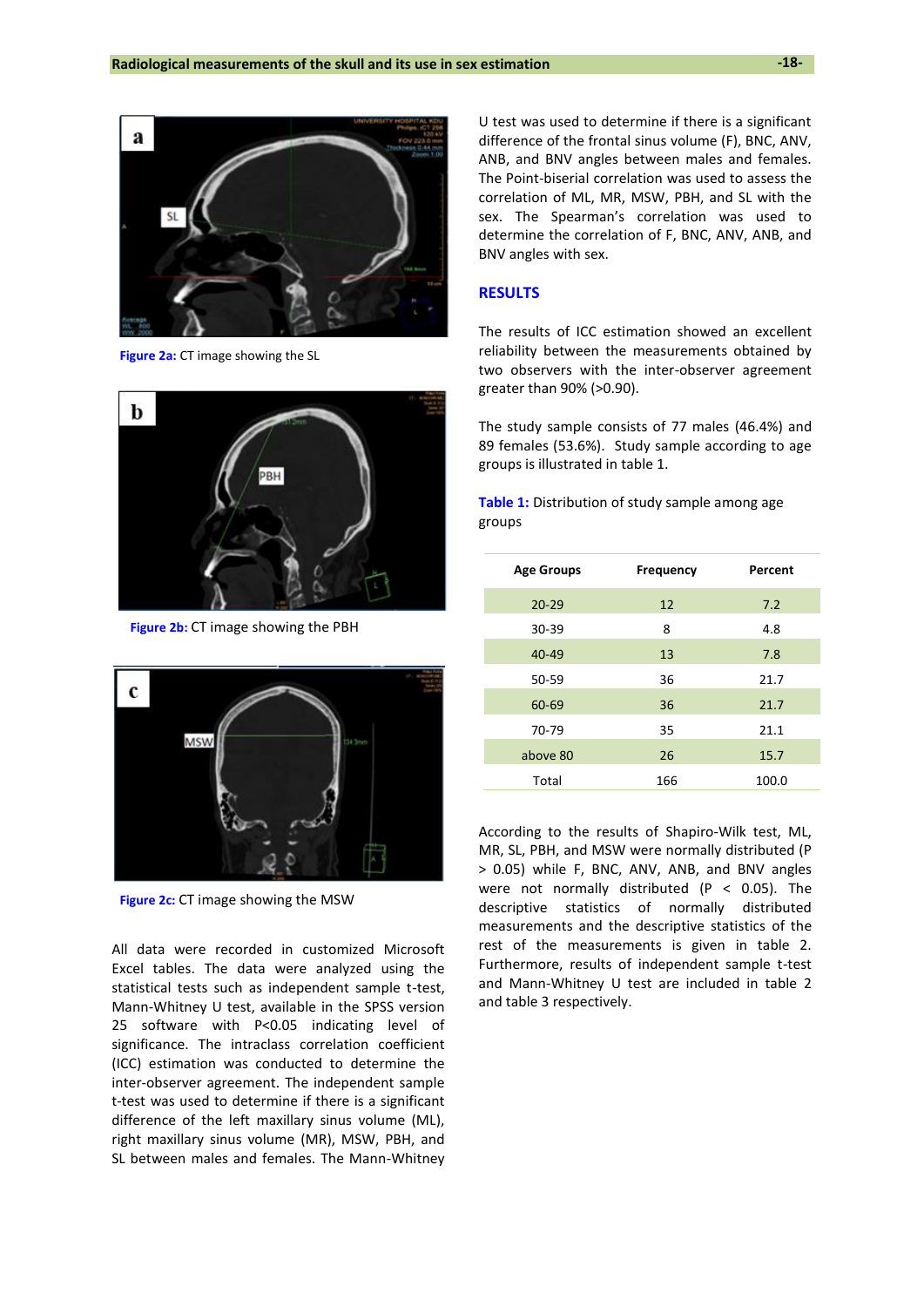Figure 2a: CT image showing the SL

Figure 2b: CT image showing the PBH

Figure 2c: CT image showing the MSW

All data were recorded in customized Microsoft Excel tables. The data were analyzed using the statistical tests such as independent sample t-test, Mann-Whitney U test, available in the SPSS version 25 software with P<0.05 indicating level of significance. The intraclass correlation coefficient (ICC) estimation was conducted to determine the inter-observer agreement. The independent sample t-test was used to determine if there is a significant difference of the left maxillary sinus volume (ML), right maxillary sinus volume (MR), MSW, PBH, and SL between males and females. The Mann-Whitney U test was used to determine if there is a significant difference of the frontal sinus volume (F), BNC, ANV, ANB, and BNV angles between males and females. The Point-biserial correlation was used to assess the correlation of ML, MR, MSW, PBH, and SL with the sex. The Spearman's correlation was used to determine the correlation of F, BNC, ANV, ANB, and BNV angles with sex.

## RESULTS

The results of ICC estimation showed an excellent reliability between the measurements obtained by two observers with the inter-observer agreement greater than 90% (>0.90).

The study sample consists of 77 males (46.4%) and 89 females (53.6%). Study sample according to age groups is illustrated in table 1.

**Table 1:** Distribution of study sample among age groups

| Age Groups | Frequency | Percent |
|---|---|---|
| 20-29 | 12 | 7.2 |
| 30-39 | 8 | 4.8 |
| 40-49 | 13 | 7.8 |
| 50-59 | 36 | 21.7 |
| 60-69 | 36 | 21.7 |
| 70-79 | 35 | 21.1 |
| above 80 | 26 | 15.7 |
| Total | 166 | 100.0 |

According to the results of Shapiro-Wilk test, ML, MR, SL, PBH, and MSW were normally distributed (P > 0.05) while F, BNC, ANV, ANB, and BNV angles were not normally distributed (P < 0.05). The descriptive statistics of normally distributed measurements and the descriptive statistics of the rest of the measurements is given in table 2. Furthermore, results of independent sample t-test and Mann-Whitney U test are included in table 2 and table 3 respectively.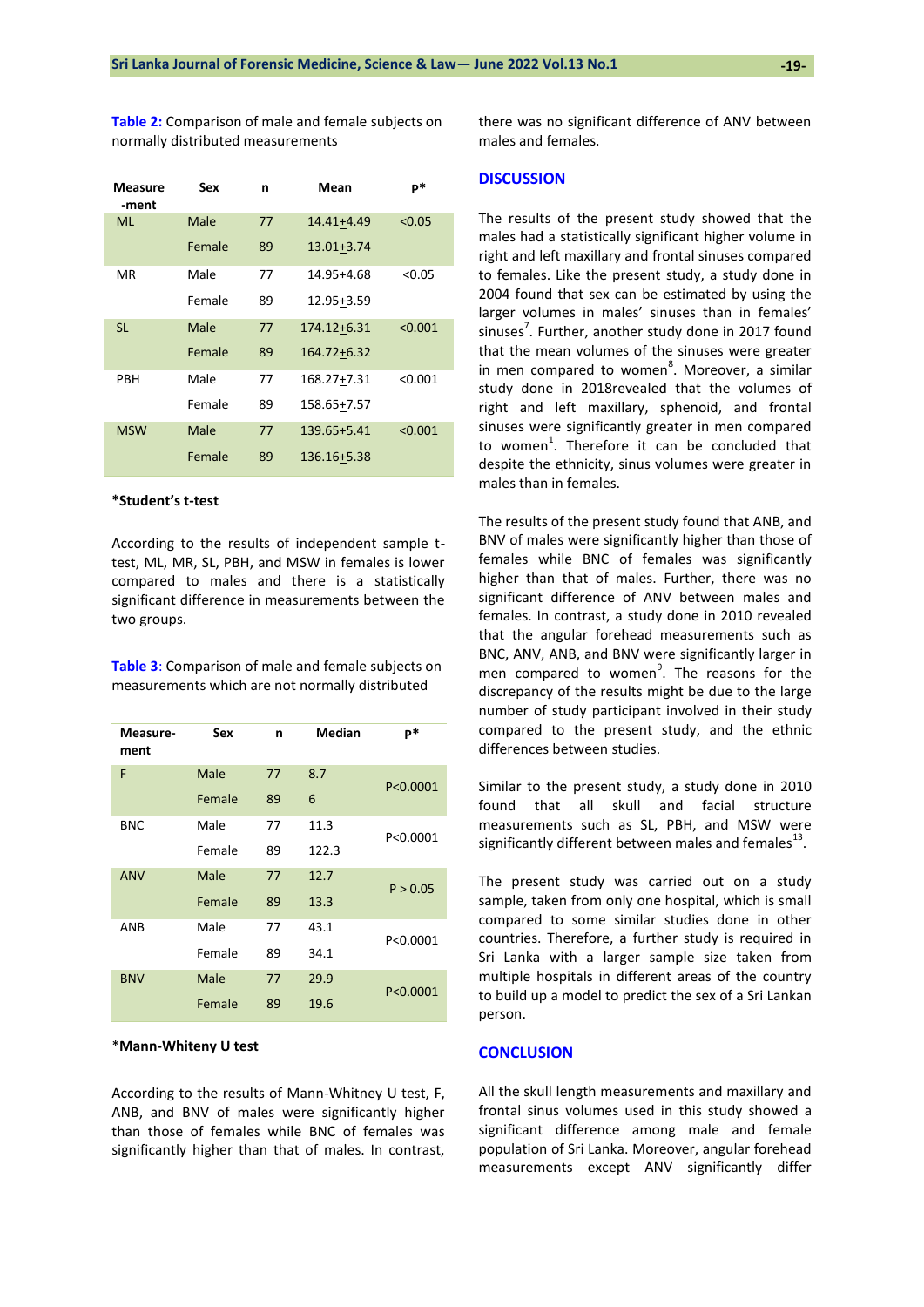**Table 2:** Comparison of male and female subjects on normally distributed measurements

| Measure-ment | Sex | n | Mean | p* |
|---|---|---|---|---|
| ML | Male | 77 | 14.41±4.49 | <0.05 |
| | Female | 89 | 13.01±3.74 | |
| MR | Male | 77 | 14.95±4.68 | <0.05 |
| | Female | 89 | 12.95±3.59 | |
| SL | Male | 77 | 174.12±6.31 | <0.001 |
| | Female | 89 | 164.72±6.32 | |
| PBH | Male | 77 | 168.27±7.31 | <0.001 |
| | Female | 89 | 158.65±7.57 | |
| MSW | Male | 77 | 139.65±5.41 | <0.001 |
| | Female | 89 | 136.16±5.38 | |

**\*Student's t-test**

According to the results of independent sample t-test, ML, MR, SL, PBH, and MSW in females is lower compared to males and there is a statistically significant difference in measurements between the two groups.

**Table 3**: Comparison of male and female subjects on measurements which are not normally distributed

| Measure-ment | Sex | n | Median | p* |
|---|---|---|---|---|
| F | Male | 77 | 8.7 | P<0.0001 |
| | Female | 89 | 6 | |
| BNC | Male | 77 | 11.3 | P<0.0001 |
| | Female | 89 | 122.3 | |
| ANV | Male | 77 | 12.7 | P > 0.05 |
| | Female | 89 | 13.3 | |
| ANB | Male | 77 | 43.1 | P<0.0001 |
| | Female | 89 | 34.1 | |
| BNV | Male | 77 | 29.9 | P<0.0001 |
| | Female | 89 | 19.6 | |

\***Mann-Whiteny U test**

According to the results of Mann-Whitney U test, F, ANB, and BNV of males were significantly higher than those of females while BNC of females was significantly higher than that of males. In contrast, there was no significant difference of ANV between males and females.

## DISCUSSION

The results of the present study showed that the males had a statistically significant higher volume in right and left maxillary and frontal sinuses compared to females. Like the present study, a study done in 2004 found that sex can be estimated by using the larger volumes in males' sinuses than in females' sinuses[7]. Further, another study done in 2017 found that the mean volumes of the sinuses were greater in men compared to women[8]. Moreover, a similar study done in 2018revealed that the volumes of right and left maxillary, sphenoid, and frontal sinuses were significantly greater in men compared to women[1]. Therefore it can be concluded that despite the ethnicity, sinus volumes were greater in males than in females.

The results of the present study found that ANB, and BNV of males were significantly higher than those of females while BNC of females was significantly higher than that of males. Further, there was no significant difference of ANV between males and females. In contrast, a study done in 2010 revealed that the angular forehead measurements such as BNC, ANV, ANB, and BNV were significantly larger in men compared to women[9]. The reasons for the discrepancy of the results might be due to the large number of study participant involved in their study compared to the present study, and the ethnic differences between studies.

Similar to the present study, a study done in 2010 found that all skull and facial structure measurements such as SL, PBH, and MSW were significantly different between males and females[13].

The present study was carried out on a study sample, taken from only one hospital, which is small compared to some similar studies done in other countries. Therefore, a further study is required in Sri Lanka with a larger sample size taken from multiple hospitals in different areas of the country to build up a model to predict the sex of a Sri Lankan person.

## CONCLUSION

All the skull length measurements and maxillary and frontal sinus volumes used in this study showed a significant difference among male and female population of Sri Lanka. Moreover, angular forehead measurements except ANV significantly differ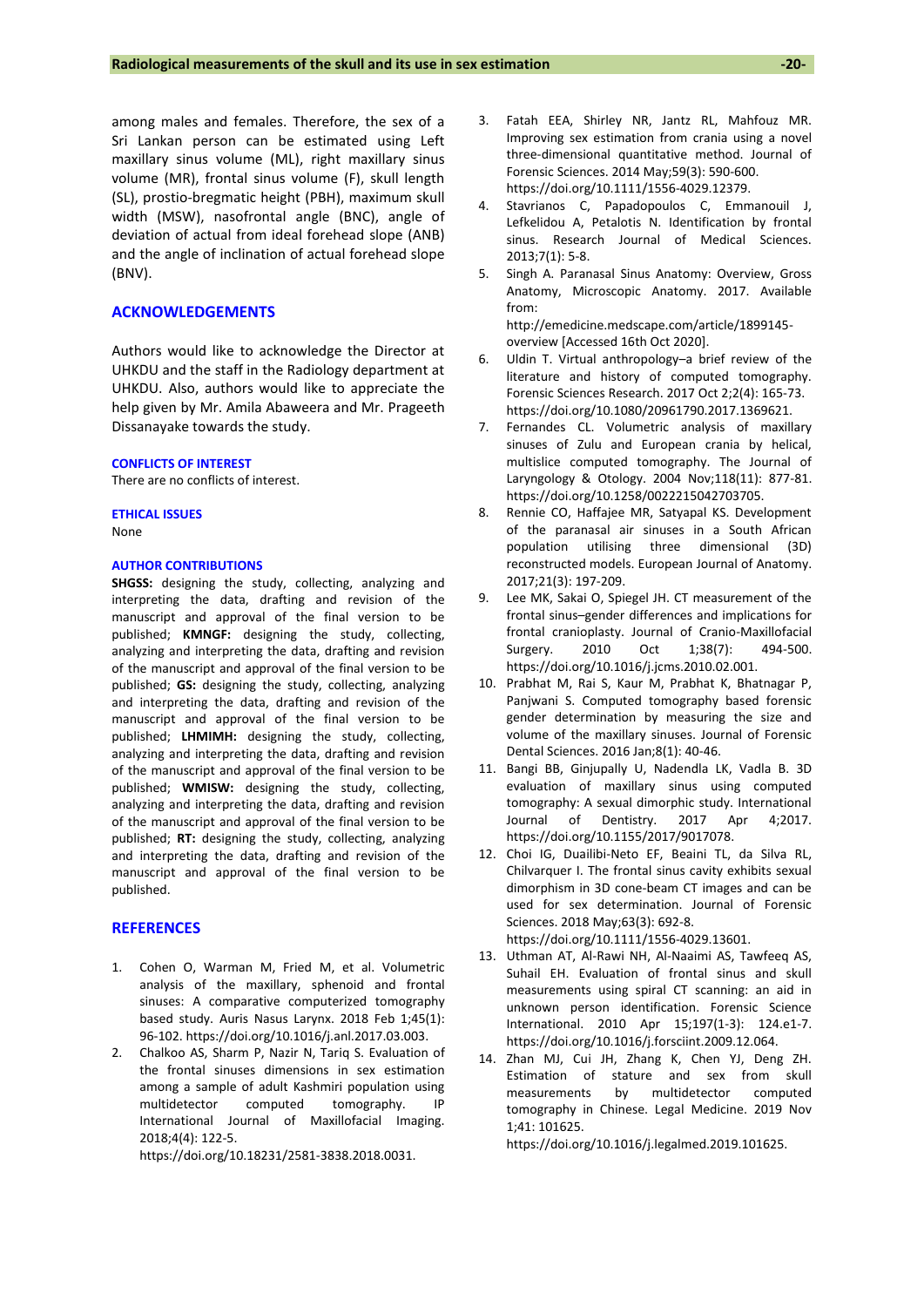among males and females. Therefore, the sex of a Sri Lankan person can be estimated using Left maxillary sinus volume (ML), right maxillary sinus volume (MR), frontal sinus volume (F), skull length (SL), prostio-bregmatic height (PBH), maximum skull width (MSW), nasofrontal angle (BNC), angle of deviation of actual from ideal forehead slope (ANB) and the angle of inclination of actual forehead slope (BNV).

## ACKNOWLEDGEMENTS

Authors would like to acknowledge the Director at UHKDU and the staff in the Radiology department at UHKDU. Also, authors would like to appreciate the help given by Mr. Amila Abaweera and Mr. Prageeth Dissanayake towards the study.

### CONFLICTS OF INTEREST

There are no conflicts of interest.

### ETHICAL ISSUES

None

### AUTHOR CONTRIBUTIONS

**SHGSS:** designing the study, collecting, analyzing and interpreting the data, drafting and revision of the manuscript and approval of the final version to be published; **KMNGF:** designing the study, collecting, analyzing and interpreting the data, drafting and revision of the manuscript and approval of the final version to be published; **GS:** designing the study, collecting, analyzing and interpreting the data, drafting and revision of the manuscript and approval of the final version to be published; **LHMIMH:** designing the study, collecting, analyzing and interpreting the data, drafting and revision of the manuscript and approval of the final version to be published; **WMISW:** designing the study, collecting, analyzing and interpreting the data, drafting and revision of the manuscript and approval of the final version to be published; **RT:** designing the study, collecting, analyzing and interpreting the data, drafting and revision of the manuscript and approval of the final version to be published.

## REFERENCES

1. Cohen O, Warman M, Fried M, et al. Volumetric analysis of the maxillary, sphenoid and frontal sinuses: A comparative computerized tomography based study. Auris Nasus Larynx. 2018 Feb 1;45(1): 96-102. https://doi.org/10.1016/j.anl.2017.03.003.
2. Chalkoo AS, Sharm P, Nazir N, Tariq S. Evaluation of the frontal sinuses dimensions in sex estimation among a sample of adult Kashmiri population using multidetector computed tomography. IP International Journal of Maxillofacial Imaging. 2018;4(4): 122-5. https://doi.org/10.18231/2581-3838.2018.0031.
3. Fatah EEA, Shirley NR, Jantz RL, Mahfouz MR. Improving sex estimation from crania using a novel three-dimensional quantitative method. Journal of Forensic Sciences. 2014 May;59(3): 590-600. https://doi.org/10.1111/1556-4029.12379.
4. Stavrianos C, Papadopoulos C, Emmanouil J, Lefkelidou A, Petalotis N. Identification by frontal sinus. Research Journal of Medical Sciences. 2013;7(1): 5-8.
5. Singh A. Paranasal Sinus Anatomy: Overview, Gross Anatomy, Microscopic Anatomy. 2017. Available from: http://emedicine.medscape.com/article/1899145-overview [Accessed 16th Oct 2020].
6. Uldin T. Virtual anthropology–a brief review of the literature and history of computed tomography. Forensic Sciences Research. 2017 Oct 2;2(4): 165-73. https://doi.org/10.1080/20961790.2017.1369621.
7. Fernandes CL. Volumetric analysis of maxillary sinuses of Zulu and European crania by helical, multislice computed tomography. The Journal of Laryngology & Otology. 2004 Nov;118(11): 877-81. https://doi.org/10.1258/0022215042703705.
8. Rennie CO, Haffajee MR, Satyapal KS. Development of the paranasal air sinuses in a South African population utilising three dimensional (3D) reconstructed models. European Journal of Anatomy. 2017;21(3): 197-209.
9. Lee MK, Sakai O, Spiegel JH. CT measurement of the frontal sinus–gender differences and implications for frontal cranioplasty. Journal of Cranio-Maxillofacial Surgery. 2010 Oct 1;38(7): 494-500. https://doi.org/10.1016/j.jcms.2010.02.001.
10. Prabhat M, Rai S, Kaur M, Prabhat K, Bhatnagar P, Panjwani S. Computed tomography based forensic gender determination by measuring the size and volume of the maxillary sinuses. Journal of Forensic Dental Sciences. 2016 Jan;8(1): 40-46.
11. Bangi BB, Ginjupally U, Nadendla LK, Vadla B. 3D evaluation of maxillary sinus using computed tomography: A sexual dimorphic study. International Journal of Dentistry. 2017 Apr 4;2017. https://doi.org/10.1155/2017/9017078.
12. Choi IG, Duailibi-Neto EF, Beaini TL, da Silva RL, Chilvarquer I. The frontal sinus cavity exhibits sexual dimorphism in 3D cone-beam CT images and can be used for sex determination. Journal of Forensic Sciences. 2018 May;63(3): 692-8. https://doi.org/10.1111/1556-4029.13601.
13. Uthman AT, Al-Rawi NH, Al-Naaimi AS, Tawfeeq AS, Suhail EH. Evaluation of frontal sinus and skull measurements using spiral CT scanning: an aid in unknown person identification. Forensic Science International. 2010 Apr 15;197(1-3): 124.e1-7. https://doi.org/10.1016/j.forsciint.2009.12.064.
14. Zhan MJ, Cui JH, Zhang K, Chen YJ, Deng ZH. Estimation of stature and sex from skull measurements by multidetector computed tomography in Chinese. Legal Medicine. 2019 Nov 1;41: 101625. https://doi.org/10.1016/j.legalmed.2019.101625.